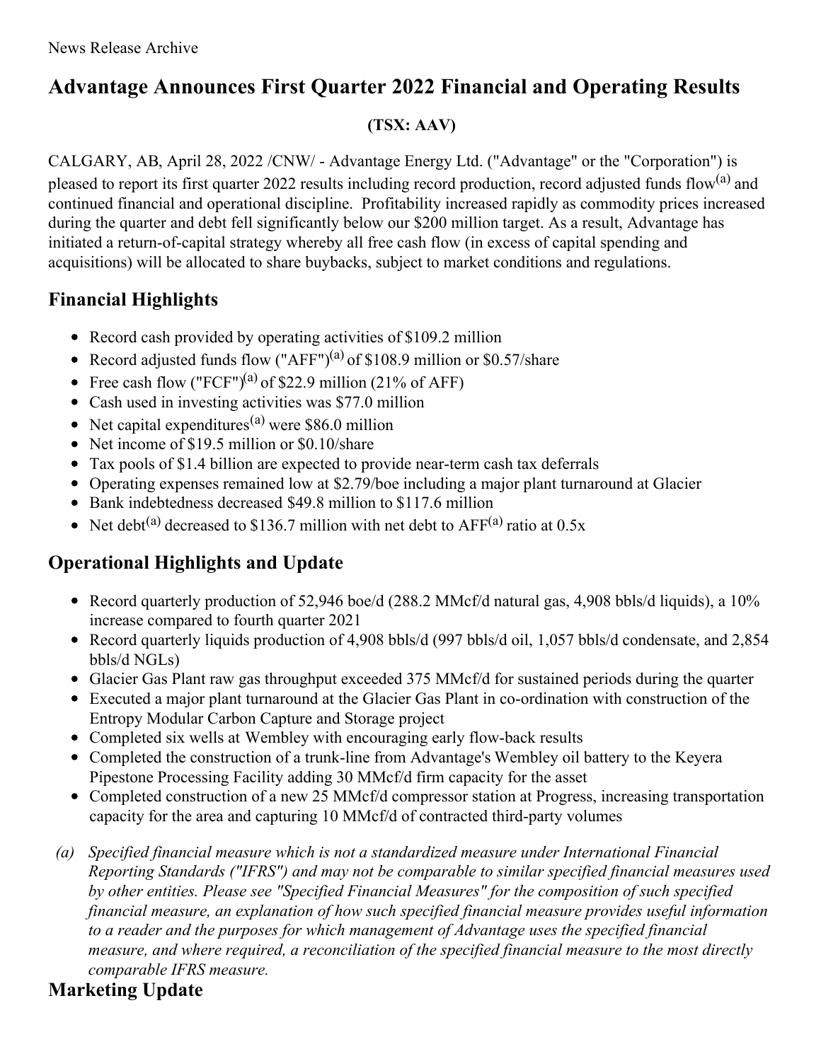News Release Archive

# Advantage Announces First Quarter 2022 Financial and Operating Results

**(TSX: AAV)**

CALGARY, AB, April 28, 2022 /CNW/ - Advantage Energy Ltd. ("Advantage" or the "Corporation") is pleased to report its first quarter 2022 results including record production, record adjusted funds flow[(a)] and continued financial and operational discipline. Profitability increased rapidly as commodity prices increased during the quarter and debt fell significantly below our $200 million target. As a result, Advantage has initiated a return-of-capital strategy whereby all free cash flow (in excess of capital spending and acquisitions) will be allocated to share buybacks, subject to market conditions and regulations.

## Financial Highlights

- Record cash provided by operating activities of $109.2 million
- Record adjusted funds flow ("AFF")[(a)] of $108.9 million or $0.57/share
- Free cash flow ("FCF")[(a)] of $22.9 million (21% of AFF)
- Cash used in investing activities was $77.0 million
- Net capital expenditures[(a)] were $86.0 million
- Net income of $19.5 million or $0.10/share
- Tax pools of $1.4 billion are expected to provide near-term cash tax deferrals
- Operating expenses remained low at $2.79/boe including a major plant turnaround at Glacier
- Bank indebtedness decreased $49.8 million to $117.6 million
- Net debt[(a)] decreased to $136.7 million with net debt to AFF[(a)] ratio at 0.5x

## Operational Highlights and Update

- Record quarterly production of 52,946 boe/d (288.2 MMcf/d natural gas, 4,908 bbls/d liquids), a 10% increase compared to fourth quarter 2021
- Record quarterly liquids production of 4,908 bbls/d (997 bbls/d oil, 1,057 bbls/d condensate, and 2,854 bbls/d NGLs)
- Glacier Gas Plant raw gas throughput exceeded 375 MMcf/d for sustained periods during the quarter
- Executed a major plant turnaround at the Glacier Gas Plant in co-ordination with construction of the Entropy Modular Carbon Capture and Storage project
- Completed six wells at Wembley with encouraging early flow-back results
- Completed the construction of a trunk-line from Advantage's Wembley oil battery to the Keyera Pipestone Processing Facility adding 30 MMcf/d firm capacity for the asset
- Completed construction of a new 25 MMcf/d compressor station at Progress, increasing transportation capacity for the area and capturing 10 MMcf/d of contracted third-party volumes

(a) *Specified financial measure which is not a standardized measure under International Financial Reporting Standards ("IFRS") and may not be comparable to similar specified financial measures used by other entities. Please see "Specified Financial Measures" for the composition of such specified financial measure, an explanation of how such specified financial measure provides useful information to a reader and the purposes for which management of Advantage uses the specified financial measure, and where required, a reconciliation of the specified financial measure to the most directly comparable IFRS measure.*

## Marketing Update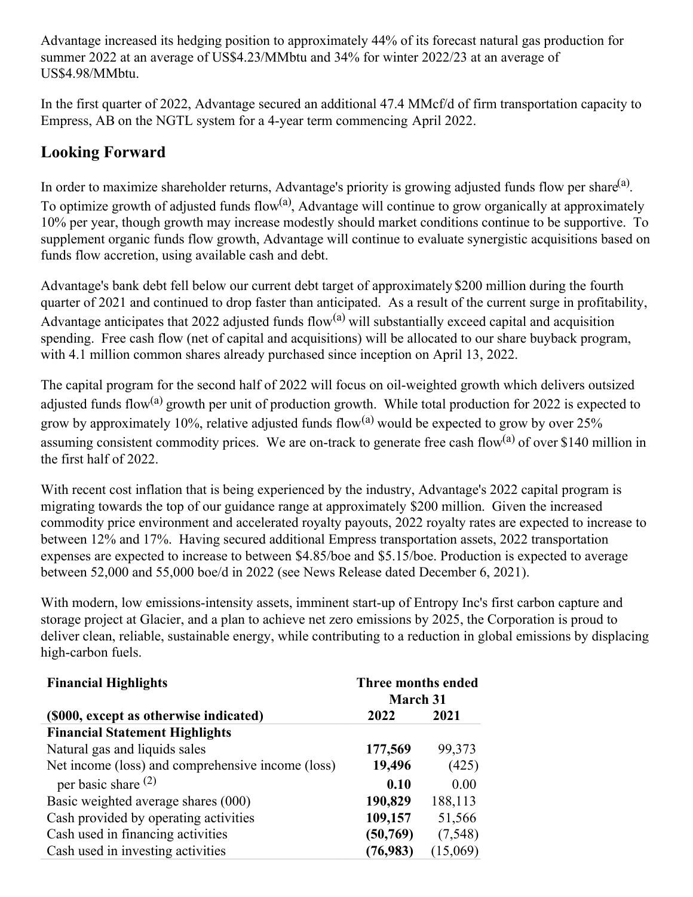Advantage increased its hedging position to approximately 44% of its forecast natural gas production for summer 2022 at an average of US$4.23/MMbtu and 34% for winter 2022/23 at an average of US$4.98/MMbtu.

In the first quarter of 2022, Advantage secured an additional 47.4 MMcf/d of firm transportation capacity to Empress, AB on the NGTL system for a 4-year term commencing April 2022.

## Looking Forward

In order to maximize shareholder returns, Advantage's priority is growing adjusted funds flow per share[(a)]. To optimize growth of adjusted funds flow[(a)], Advantage will continue to grow organically at approximately 10% per year, though growth may increase modestly should market conditions continue to be supportive. To supplement organic funds flow growth, Advantage will continue to evaluate synergistic acquisitions based on funds flow accretion, using available cash and debt.

Advantage's bank debt fell below our current debt target of approximately $200 million during the fourth quarter of 2021 and continued to drop faster than anticipated. As a result of the current surge in profitability, Advantage anticipates that 2022 adjusted funds flow[(a)] will substantially exceed capital and acquisition spending. Free cash flow (net of capital and acquisitions) will be allocated to our share buyback program, with 4.1 million common shares already purchased since inception on April 13, 2022.

The capital program for the second half of 2022 will focus on oil-weighted growth which delivers outsized adjusted funds flow[(a)] growth per unit of production growth. While total production for 2022 is expected to grow by approximately 10%, relative adjusted funds flow[(a)] would be expected to grow by over 25% assuming consistent commodity prices. We are on-track to generate free cash flow[(a)] of over $140 million in the first half of 2022.

With recent cost inflation that is being experienced by the industry, Advantage's 2022 capital program is migrating towards the top of our guidance range at approximately $200 million. Given the increased commodity price environment and accelerated royalty payouts, 2022 royalty rates are expected to increase to between 12% and 17%. Having secured additional Empress transportation assets, 2022 transportation expenses are expected to increase to between $4.85/boe and $5.15/boe. Production is expected to average between 52,000 and 55,000 boe/d in 2022 (see News Release dated December 6, 2021).

With modern, low emissions-intensity assets, imminent start-up of Entropy Inc's first carbon capture and storage project at Glacier, and a plan to achieve net zero emissions by 2025, the Corporation is proud to deliver clean, reliable, sustainable energy, while contributing to a reduction in global emissions by displacing high-carbon fuels.

| **Financial Highlights** | **Three months ended March 31** | |
|---|---|---|
| **($000, except as otherwise indicated)** | **2022** | **2021** |
| **Financial Statement Highlights** | | |
| Natural gas and liquids sales | **177,569** | 99,373 |
| Net income (loss) and comprehensive income (loss) | **19,496** | (425) |
| per basic share [(2)] | **0.10** | 0.00 |
| Basic weighted average shares (000) | **190,829** | 188,113 |
| Cash provided by operating activities | **109,157** | 51,566 |
| Cash used in financing activities | **(50,769)** | (7,548) |
| Cash used in investing activities | **(76,983)** | (15,069) |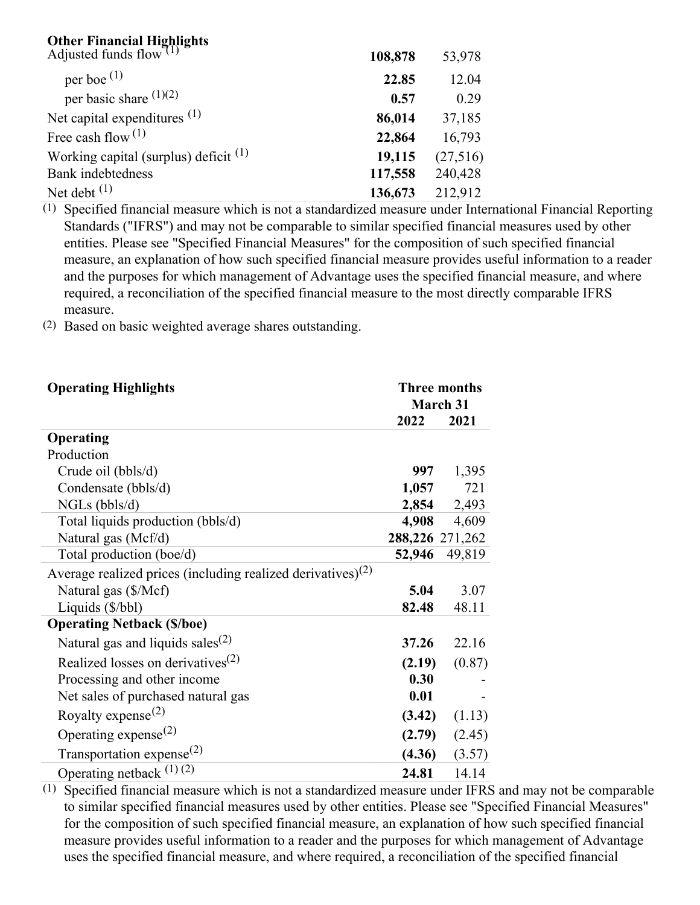| Other Financial Highlights | | |
|---|---|---|
| Adjusted funds flow [(1)] | **108,878** | 53,978 |
| per boe [(1)] | **22.85** | 12.04 |
| per basic share [(1)(2)] | **0.57** | 0.29 |
| Net capital expenditures [(1)] | **86,014** | 37,185 |
| Free cash flow [(1)] | **22,864** | 16,793 |
| Working capital (surplus) deficit [(1)] | **19,115** | (27,516) |
| Bank indebtedness | **117,558** | 240,428 |
| Net debt [(1)] | **136,673** | 212,912 |

(1) Specified financial measure which is not a standardized measure under International Financial Reporting Standards ("IFRS") and may not be comparable to similar specified financial measures used by other entities. Please see "Specified Financial Measures" for the composition of such specified financial measure, an explanation of how such specified financial measure provides useful information to a reader and the purposes for which management of Advantage uses the specified financial measure, and where required, a reconciliation of the specified financial measure to the most directly comparable IFRS measure.

(2) Based on basic weighted average shares outstanding.

| Operating Highlights | Three months March 31 2022 | Three months March 31 2021 |
|---|---|---|
| **Operating** | | |
| Production | | |
| Crude oil (bbls/d) | **997** | 1,395 |
| Condensate (bbls/d) | **1,057** | 721 |
| NGLs (bbls/d) | **2,854** | 2,493 |
| Total liquids production (bbls/d) | **4,908** | 4,609 |
| Natural gas (Mcf/d) | **288,226** | 271,262 |
| Total production (boe/d) | **52,946** | 49,819 |
| Average realized prices (including realized derivatives)[(2)] | | |
| Natural gas ($/Mcf) | **5.04** | 3.07 |
| Liquids ($/bbl) | **82.48** | 48.11 |
| **Operating Netback ($/boe)** | | |
| Natural gas and liquids sales[(2)] | **37.26** | 22.16 |
| Realized losses on derivatives[(2)] | **(2.19)** | (0.87) |
| Processing and other income | **0.30** | - |
| Net sales of purchased natural gas | **0.01** | - |
| Royalty expense[(2)] | **(3.42)** | (1.13) |
| Operating expense[(2)] | **(2.79)** | (2.45) |
| Transportation expense[(2)] | **(4.36)** | (3.57) |
| Operating netback [(1) (2)] | **24.81** | 14.14 |

(1) Specified financial measure which is not a standardized measure under IFRS and may not be comparable to similar specified financial measures used by other entities. Please see "Specified Financial Measures" for the composition of such specified financial measure, an explanation of how such specified financial measure provides useful information to a reader and the purposes for which management of Advantage uses the specified financial measure, and where required, a reconciliation of the specified financial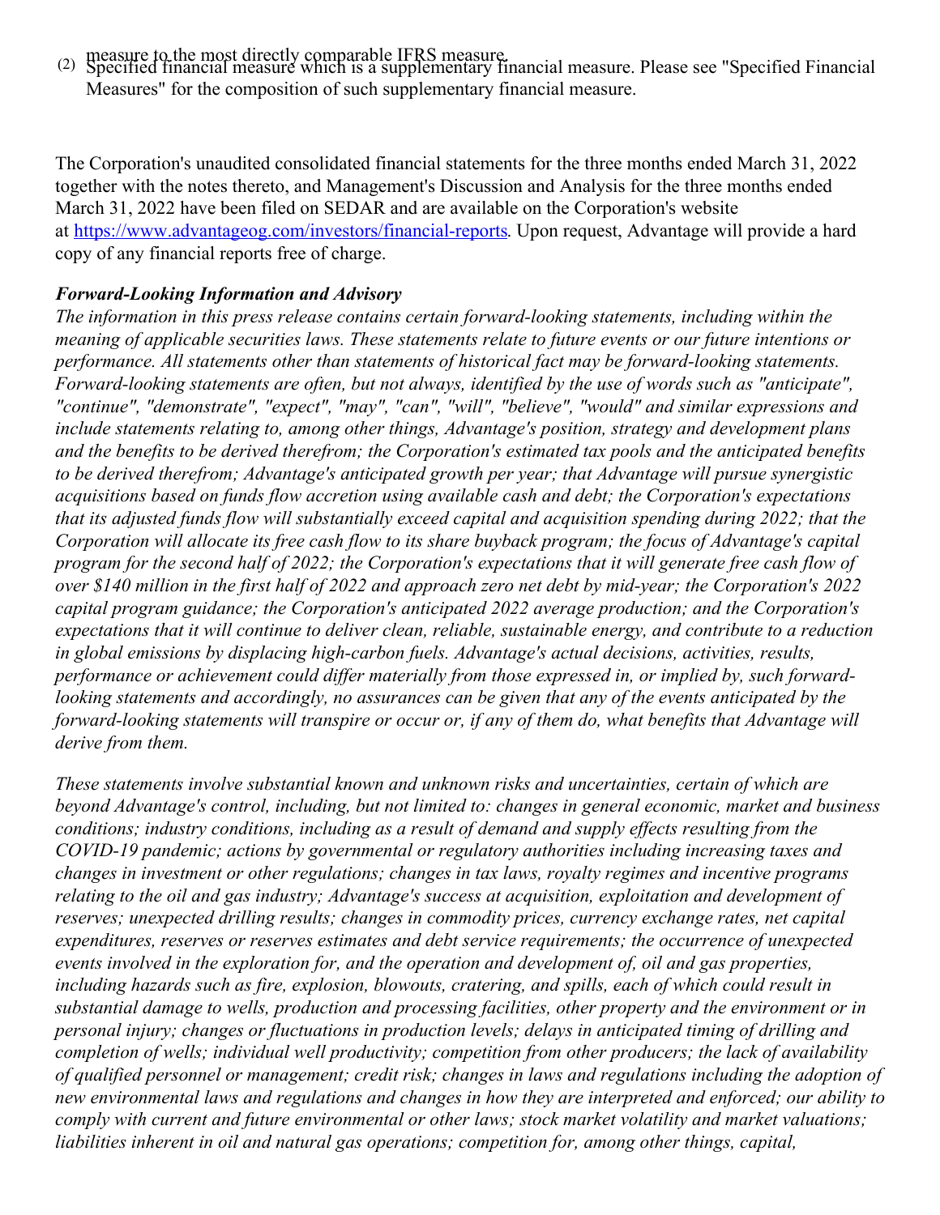measure to the most directly comparable IFRS measure.

(2) Specified financial measure which is a supplementary financial measure. Please see "Specified Financial Measures" for the composition of such supplementary financial measure.

The Corporation's unaudited consolidated financial statements for the three months ended March 31, 2022 together with the notes thereto, and Management's Discussion and Analysis for the three months ended March 31, 2022 have been filed on SEDAR and are available on the Corporation's website at https://www.advantageog.com/investors/financial-reports. Upon request, Advantage will provide a hard copy of any financial reports free of charge.

***Forward-Looking Information and Advisory***

*The information in this press release contains certain forward-looking statements, including within the meaning of applicable securities laws. These statements relate to future events or our future intentions or performance. All statements other than statements of historical fact may be forward-looking statements. Forward-looking statements are often, but not always, identified by the use of words such as "anticipate", "continue", "demonstrate", "expect", "may", "can", "will", "believe", "would" and similar expressions and include statements relating to, among other things, Advantage's position, strategy and development plans and the benefits to be derived therefrom; the Corporation's estimated tax pools and the anticipated benefits to be derived therefrom; Advantage's anticipated growth per year; that Advantage will pursue synergistic acquisitions based on funds flow accretion using available cash and debt; the Corporation's expectations that its adjusted funds flow will substantially exceed capital and acquisition spending during 2022; that the Corporation will allocate its free cash flow to its share buyback program; the focus of Advantage's capital program for the second half of 2022; the Corporation's expectations that it will generate free cash flow of over $140 million in the first half of 2022 and approach zero net debt by mid-year; the Corporation's 2022 capital program guidance; the Corporation's anticipated 2022 average production; and the Corporation's expectations that it will continue to deliver clean, reliable, sustainable energy, and contribute to a reduction in global emissions by displacing high-carbon fuels. Advantage's actual decisions, activities, results, performance or achievement could differ materially from those expressed in, or implied by, such forward-looking statements and accordingly, no assurances can be given that any of the events anticipated by the forward-looking statements will transpire or occur or, if any of them do, what benefits that Advantage will derive from them.*

*These statements involve substantial known and unknown risks and uncertainties, certain of which are beyond Advantage's control, including, but not limited to: changes in general economic, market and business conditions; industry conditions, including as a result of demand and supply effects resulting from the COVID-19 pandemic; actions by governmental or regulatory authorities including increasing taxes and changes in investment or other regulations; changes in tax laws, royalty regimes and incentive programs relating to the oil and gas industry; Advantage's success at acquisition, exploitation and development of reserves; unexpected drilling results; changes in commodity prices, currency exchange rates, net capital expenditures, reserves or reserves estimates and debt service requirements; the occurrence of unexpected events involved in the exploration for, and the operation and development of, oil and gas properties, including hazards such as fire, explosion, blowouts, cratering, and spills, each of which could result in substantial damage to wells, production and processing facilities, other property and the environment or in personal injury; changes or fluctuations in production levels; delays in anticipated timing of drilling and completion of wells; individual well productivity; competition from other producers; the lack of availability of qualified personnel or management; credit risk; changes in laws and regulations including the adoption of new environmental laws and regulations and changes in how they are interpreted and enforced; our ability to comply with current and future environmental or other laws; stock market volatility and market valuations; liabilities inherent in oil and natural gas operations; competition for, among other things, capital,*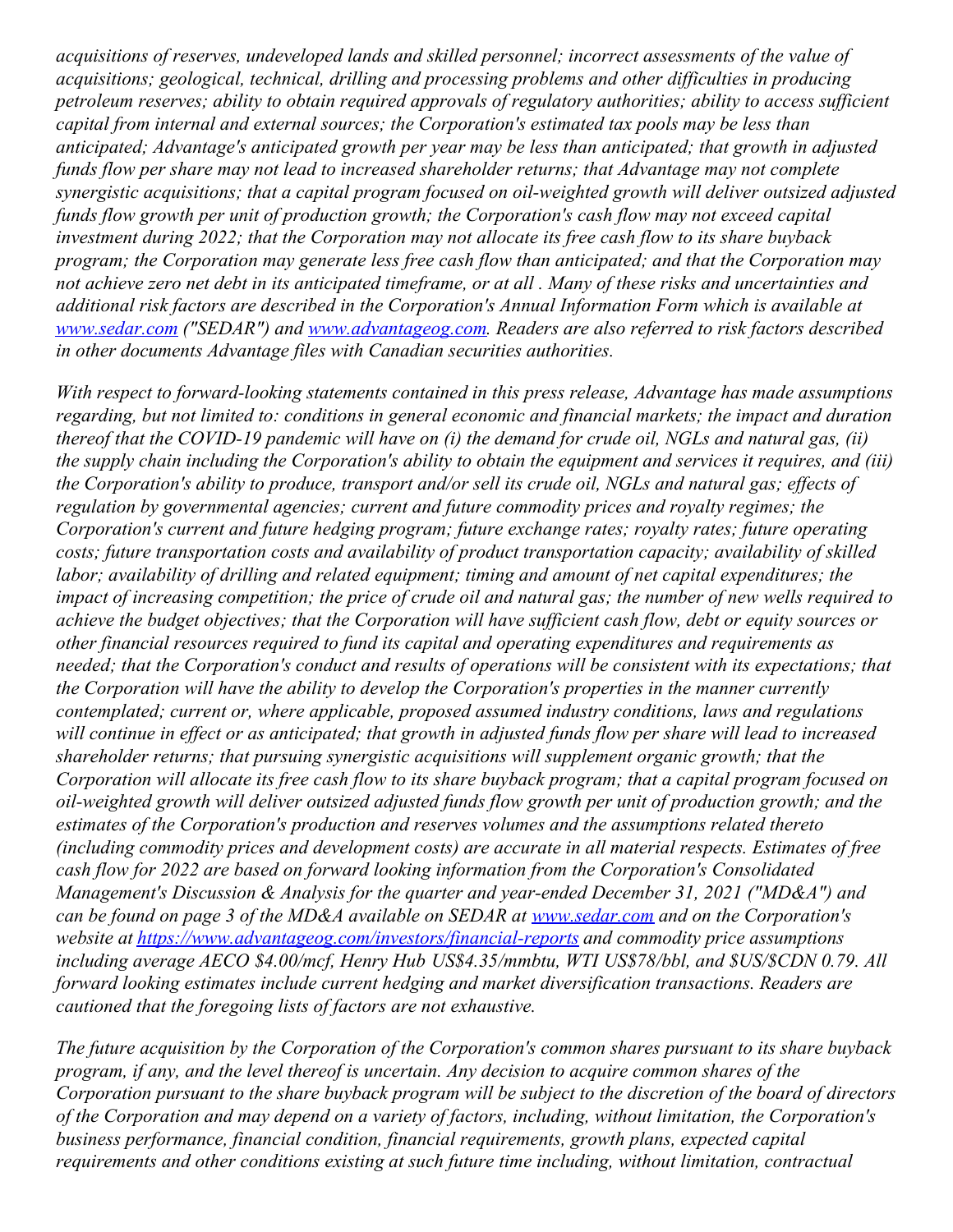*acquisitions of reserves, undeveloped lands and skilled personnel; incorrect assessments of the value of acquisitions; geological, technical, drilling and processing problems and other difficulties in producing petroleum reserves; ability to obtain required approvals of regulatory authorities; ability to access sufficient capital from internal and external sources; the Corporation's estimated tax pools may be less than anticipated; Advantage's anticipated growth per year may be less than anticipated; that growth in adjusted funds flow per share may not lead to increased shareholder returns; that Advantage may not complete synergistic acquisitions; that a capital program focused on oil-weighted growth will deliver outsized adjusted funds flow growth per unit of production growth; the Corporation's cash flow may not exceed capital investment during 2022; that the Corporation may not allocate its free cash flow to its share buyback program; the Corporation may generate less free cash flow than anticipated; and that the Corporation may not achieve zero net debt in its anticipated timeframe, or at all . Many of these risks and uncertainties and additional risk factors are described in the Corporation's Annual Information Form which is available at [www.sedar.com](www.sedar.com) ("SEDAR") and [www.advantageog.com](www.advantageog.com). Readers are also referred to risk factors described in other documents Advantage files with Canadian securities authorities.*

*With respect to forward-looking statements contained in this press release, Advantage has made assumptions regarding, but not limited to: conditions in general economic and financial markets; the impact and duration thereof that the COVID-19 pandemic will have on (i) the demand for crude oil, NGLs and natural gas, (ii) the supply chain including the Corporation's ability to obtain the equipment and services it requires, and (iii) the Corporation's ability to produce, transport and/or sell its crude oil, NGLs and natural gas; effects of regulation by governmental agencies; current and future commodity prices and royalty regimes; the Corporation's current and future hedging program; future exchange rates; royalty rates; future operating costs; future transportation costs and availability of product transportation capacity; availability of skilled labor; availability of drilling and related equipment; timing and amount of net capital expenditures; the impact of increasing competition; the price of crude oil and natural gas; the number of new wells required to achieve the budget objectives; that the Corporation will have sufficient cash flow, debt or equity sources or other financial resources required to fund its capital and operating expenditures and requirements as needed; that the Corporation's conduct and results of operations will be consistent with its expectations; that the Corporation will have the ability to develop the Corporation's properties in the manner currently contemplated; current or, where applicable, proposed assumed industry conditions, laws and regulations will continue in effect or as anticipated; that growth in adjusted funds flow per share will lead to increased shareholder returns; that pursuing synergistic acquisitions will supplement organic growth; that the Corporation will allocate its free cash flow to its share buyback program; that a capital program focused on oil-weighted growth will deliver outsized adjusted funds flow growth per unit of production growth; and the estimates of the Corporation's production and reserves volumes and the assumptions related thereto (including commodity prices and development costs) are accurate in all material respects. Estimates of free cash flow for 2022 are based on forward looking information from the Corporation's Consolidated Management's Discussion & Analysis for the quarter and year-ended December 31, 2021 ("MD&A") and can be found on page 3 of the MD&A available on SEDAR at [www.sedar.com](www.sedar.com) and on the Corporation's website at [https://www.advantageog.com/investors/financial-reports](https://www.advantageog.com/investors/financial-reports) and commodity price assumptions including average AECO $4.00/mcf, Henry Hub US$4.35/mmbtu, WTI US$78/bbl, and $US/$CDN 0.79. All forward looking estimates include current hedging and market diversification transactions. Readers are cautioned that the foregoing lists of factors are not exhaustive.*

*The future acquisition by the Corporation of the Corporation's common shares pursuant to its share buyback program, if any, and the level thereof is uncertain. Any decision to acquire common shares of the Corporation pursuant to the share buyback program will be subject to the discretion of the board of directors of the Corporation and may depend on a variety of factors, including, without limitation, the Corporation's business performance, financial condition, financial requirements, growth plans, expected capital requirements and other conditions existing at such future time including, without limitation, contractual*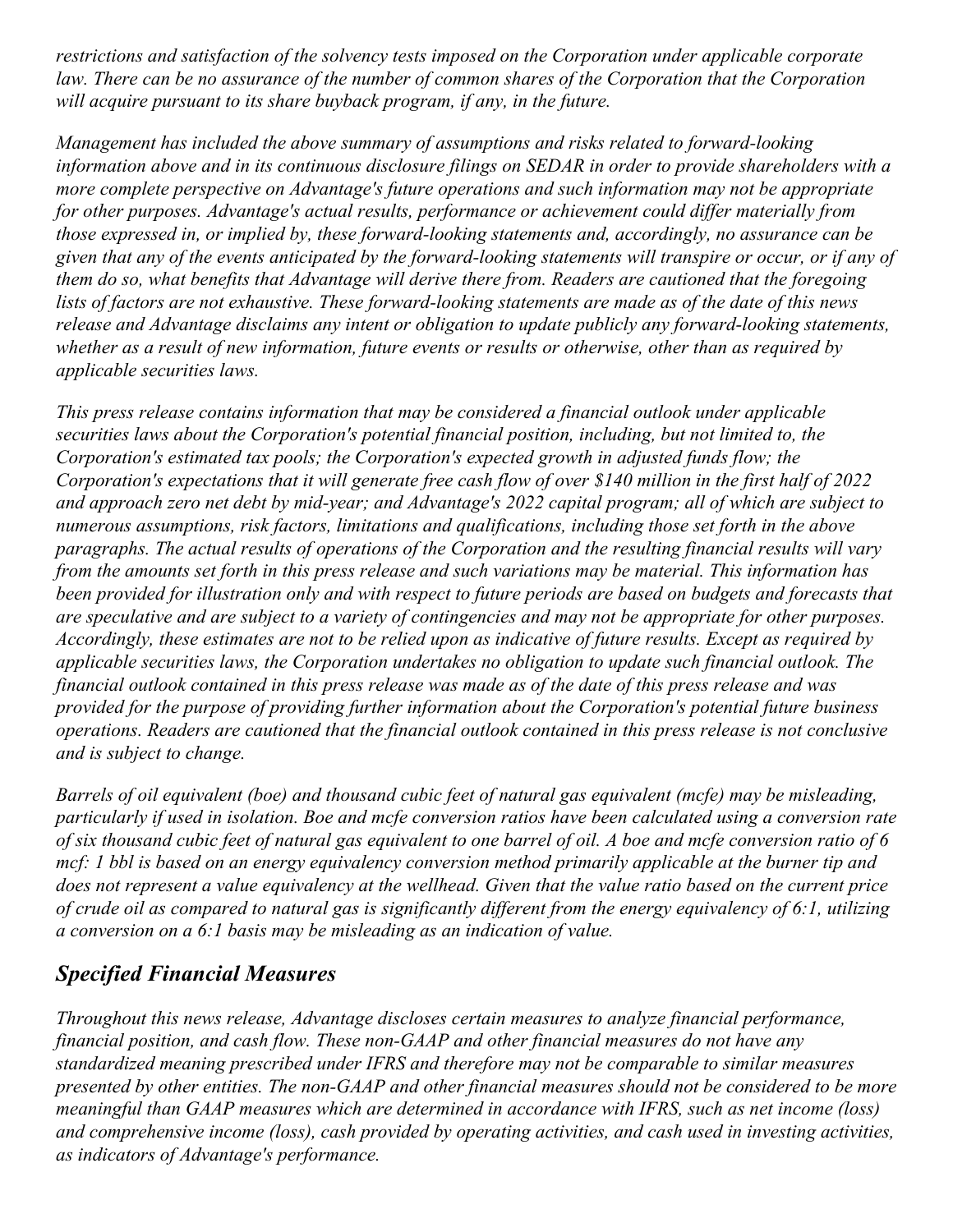*restrictions and satisfaction of the solvency tests imposed on the Corporation under applicable corporate law. There can be no assurance of the number of common shares of the Corporation that the Corporation will acquire pursuant to its share buyback program, if any, in the future.*

*Management has included the above summary of assumptions and risks related to forward-looking information above and in its continuous disclosure filings on SEDAR in order to provide shareholders with a more complete perspective on Advantage's future operations and such information may not be appropriate for other purposes. Advantage's actual results, performance or achievement could differ materially from those expressed in, or implied by, these forward-looking statements and, accordingly, no assurance can be given that any of the events anticipated by the forward-looking statements will transpire or occur, or if any of them do so, what benefits that Advantage will derive there from. Readers are cautioned that the foregoing lists of factors are not exhaustive. These forward-looking statements are made as of the date of this news release and Advantage disclaims any intent or obligation to update publicly any forward-looking statements, whether as a result of new information, future events or results or otherwise, other than as required by applicable securities laws.*

*This press release contains information that may be considered a financial outlook under applicable securities laws about the Corporation's potential financial position, including, but not limited to, the Corporation's estimated tax pools; the Corporation's expected growth in adjusted funds flow; the Corporation's expectations that it will generate free cash flow of over $140 million in the first half of 2022 and approach zero net debt by mid-year; and Advantage's 2022 capital program; all of which are subject to numerous assumptions, risk factors, limitations and qualifications, including those set forth in the above paragraphs. The actual results of operations of the Corporation and the resulting financial results will vary from the amounts set forth in this press release and such variations may be material. This information has been provided for illustration only and with respect to future periods are based on budgets and forecasts that are speculative and are subject to a variety of contingencies and may not be appropriate for other purposes. Accordingly, these estimates are not to be relied upon as indicative of future results. Except as required by applicable securities laws, the Corporation undertakes no obligation to update such financial outlook. The financial outlook contained in this press release was made as of the date of this press release and was provided for the purpose of providing further information about the Corporation's potential future business operations. Readers are cautioned that the financial outlook contained in this press release is not conclusive and is subject to change.*

*Barrels of oil equivalent (boe) and thousand cubic feet of natural gas equivalent (mcfe) may be misleading, particularly if used in isolation. Boe and mcfe conversion ratios have been calculated using a conversion rate of six thousand cubic feet of natural gas equivalent to one barrel of oil. A boe and mcfe conversion ratio of 6 mcf: 1 bbl is based on an energy equivalency conversion method primarily applicable at the burner tip and does not represent a value equivalency at the wellhead. Given that the value ratio based on the current price of crude oil as compared to natural gas is significantly different from the energy equivalency of 6:1, utilizing a conversion on a 6:1 basis may be misleading as an indication of value.*

## *Specified Financial Measures*

*Throughout this news release, Advantage discloses certain measures to analyze financial performance, financial position, and cash flow. These non-GAAP and other financial measures do not have any standardized meaning prescribed under IFRS and therefore may not be comparable to similar measures presented by other entities. The non-GAAP and other financial measures should not be considered to be more meaningful than GAAP measures which are determined in accordance with IFRS, such as net income (loss) and comprehensive income (loss), cash provided by operating activities, and cash used in investing activities, as indicators of Advantage's performance.*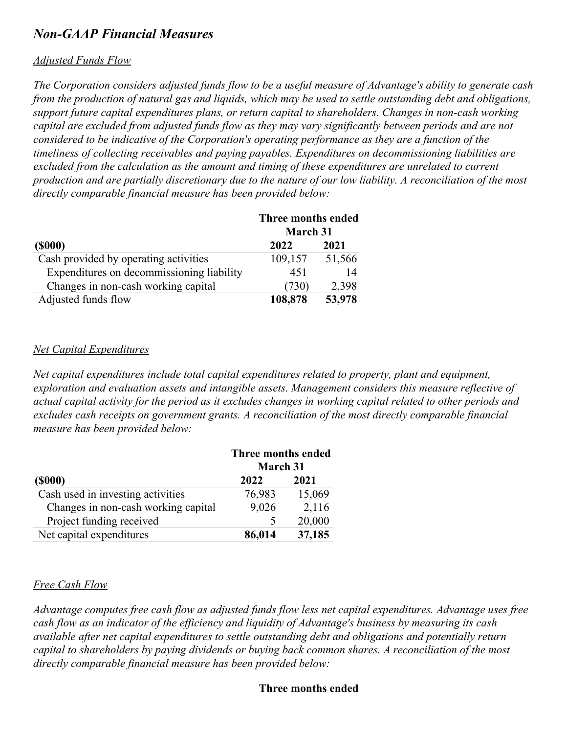## *Non-GAAP Financial Measures*

### *Adjusted Funds Flow*

*The Corporation considers adjusted funds flow to be a useful measure of Advantage's ability to generate cash from the production of natural gas and liquids, which may be used to settle outstanding debt and obligations, support future capital expenditures plans, or return capital to shareholders. Changes in non-cash working capital are excluded from adjusted funds flow as they may vary significantly between periods and are not considered to be indicative of the Corporation's operating performance as they are a function of the timeliness of collecting receivables and paying payables. Expenditures on decommissioning liabilities are excluded from the calculation as the amount and timing of these expenditures are unrelated to current production and are partially discretionary due to the nature of our low liability. A reconciliation of the most directly comparable financial measure has been provided below:*

| | **Three months ended March 31** | |
|---|---|---|
| **($000)** | **2022** | **2021** |
| Cash provided by operating activities | 109,157 | 51,566 |
| Expenditures on decommissioning liability | 451 | 14 |
| Changes in non-cash working capital | (730) | 2,398 |
| Adjusted funds flow | **108,878** | **53,978** |

### *Net Capital Expenditures*

*Net capital expenditures include total capital expenditures related to property, plant and equipment, exploration and evaluation assets and intangible assets. Management considers this measure reflective of actual capital activity for the period as it excludes changes in working capital related to other periods and excludes cash receipts on government grants. A reconciliation of the most directly comparable financial measure has been provided below:*

| | **Three months ended March 31** | |
|---|---|---|
| **($000)** | **2022** | **2021** |
| Cash used in investing activities | 76,983 | 15,069 |
| Changes in non-cash working capital | 9,026 | 2,116 |
| Project funding received | 5 | 20,000 |
| Net capital expenditures | **86,014** | **37,185** |

### *Free Cash Flow*

*Advantage computes free cash flow as adjusted funds flow less net capital expenditures. Advantage uses free cash flow as an indicator of the efficiency and liquidity of Advantage's business by measuring its cash available after net capital expenditures to settle outstanding debt and obligations and potentially return capital to shareholders by paying dividends or buying back common shares. A reconciliation of the most directly comparable financial measure has been provided below:*

**Three months ended**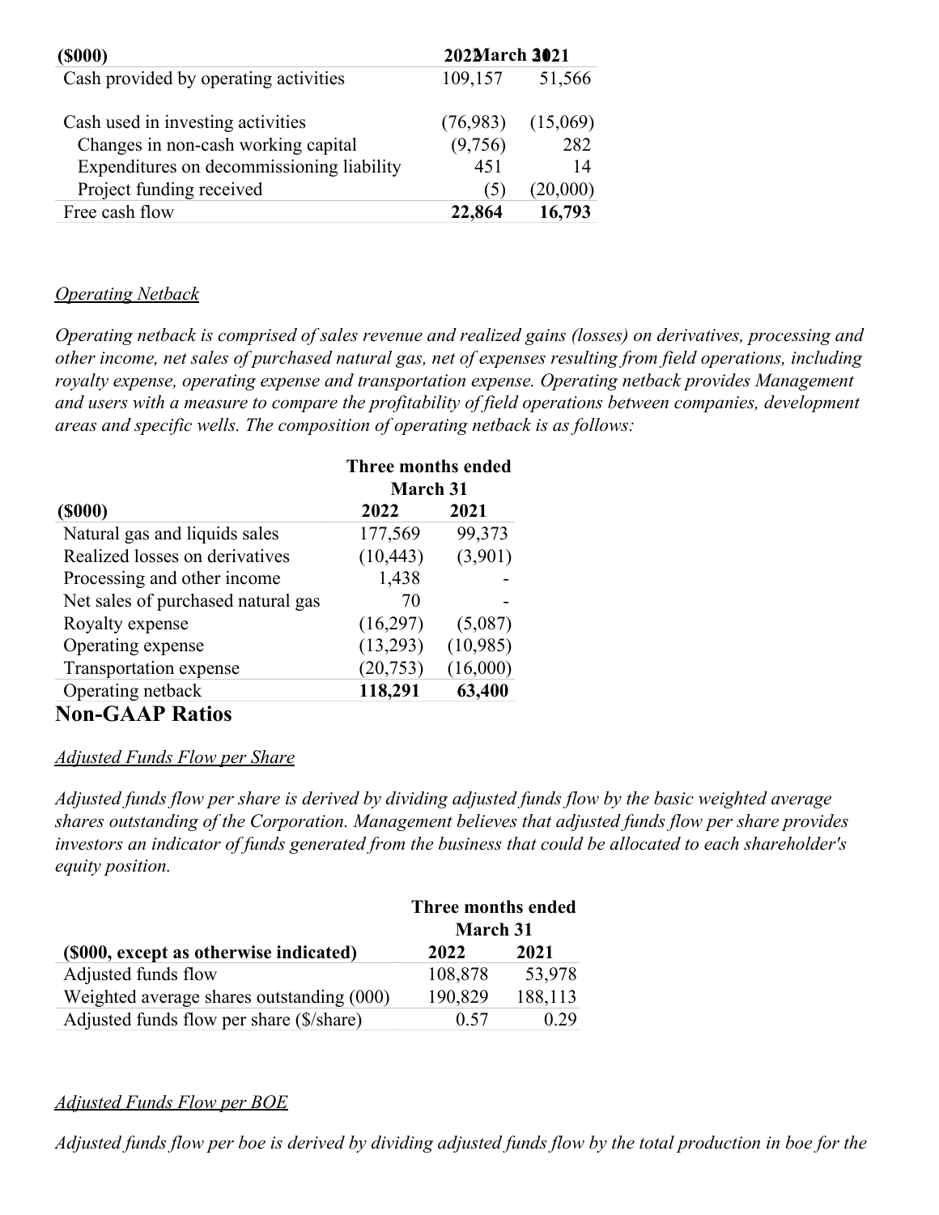| ($000) | 2022 | 2021 |
| --- | --- | --- |
| | March 31 | |
| Cash provided by operating activities | 109,157 | 51,566 |
| | | |
| Cash used in investing activities | (76,983) | (15,069) |
| Changes in non-cash working capital | (9,756) | 282 |
| Expenditures on decommissioning liability | 451 | 14 |
| Project funding received | (5) | (20,000) |
| Free cash flow | **22,864** | **16,793** |

*Operating Netback*

*Operating netback is comprised of sales revenue and realized gains (losses) on derivatives, processing and other income, net sales of purchased natural gas, net of expenses resulting from field operations, including royalty expense, operating expense and transportation expense. Operating netback provides Management and users with a measure to compare the profitability of field operations between companies, development areas and specific wells. The composition of operating netback is as follows:*

| | Three months ended March 31 | |
| --- | --- | --- |
| **($000)** | **2022** | **2021** |
| Natural gas and liquids sales | 177,569 | 99,373 |
| Realized losses on derivatives | (10,443) | (3,901) |
| Processing and other income | 1,438 | - |
| Net sales of purchased natural gas | 70 | - |
| Royalty expense | (16,297) | (5,087) |
| Operating expense | (13,293) | (10,985) |
| Transportation expense | (20,753) | (16,000) |
| Operating netback | **118,291** | **63,400** |

## Non-GAAP Ratios

*Adjusted Funds Flow per Share*

*Adjusted funds flow per share is derived by dividing adjusted funds flow by the basic weighted average shares outstanding of the Corporation. Management believes that adjusted funds flow per share provides investors an indicator of funds generated from the business that could be allocated to each shareholder's equity position.*

| | Three months ended March 31 | |
| --- | --- | --- |
| **($000, except as otherwise indicated)** | **2022** | **2021** |
| Adjusted funds flow | 108,878 | 53,978 |
| Weighted average shares outstanding (000) | 190,829 | 188,113 |
| Adjusted funds flow per share ($/share) | 0.57 | 0.29 |

*Adjusted Funds Flow per BOE*

*Adjusted funds flow per boe is derived by dividing adjusted funds flow by the total production in boe for the*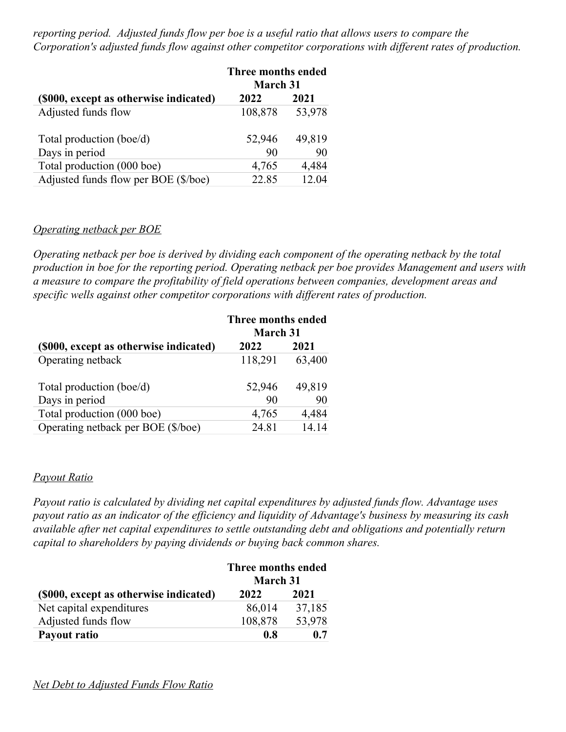*reporting period. Adjusted funds flow per boe is a useful ratio that allows users to compare the Corporation's adjusted funds flow against other competitor corporations with different rates of production.*

| | Three months ended March 31 | |
|---|---|---|
| **($000, except as otherwise indicated)** | **2022** | **2021** |
| Adjusted funds flow | 108,878 | 53,978 |
| | | |
| Total production (boe/d) | 52,946 | 49,819 |
| Days in period | 90 | 90 |
| Total production (000 boe) | 4,765 | 4,484 |
| Adjusted funds flow per BOE ($/boe) | 22.85 | 12.04 |

*Operating netback per BOE*

*Operating netback per boe is derived by dividing each component of the operating netback by the total production in boe for the reporting period. Operating netback per boe provides Management and users with a measure to compare the profitability of field operations between companies, development areas and specific wells against other competitor corporations with different rates of production.*

| | Three months ended March 31 | |
|---|---|---|
| **($000, except as otherwise indicated)** | **2022** | **2021** |
| Operating netback | 118,291 | 63,400 |
| | | |
| Total production (boe/d) | 52,946 | 49,819 |
| Days in period | 90 | 90 |
| Total production (000 boe) | 4,765 | 4,484 |
| Operating netback per BOE ($/boe) | 24.81 | 14.14 |

*Payout Ratio*

*Payout ratio is calculated by dividing net capital expenditures by adjusted funds flow. Advantage uses payout ratio as an indicator of the efficiency and liquidity of Advantage's business by measuring its cash available after net capital expenditures to settle outstanding debt and obligations and potentially return capital to shareholders by paying dividends or buying back common shares.*

| | Three months ended March 31 | |
|---|---|---|
| **($000, except as otherwise indicated)** | **2022** | **2021** |
| Net capital expenditures | 86,014 | 37,185 |
| Adjusted funds flow | 108,878 | 53,978 |
| **Payout ratio** | **0.8** | **0.7** |

*Net Debt to Adjusted Funds Flow Ratio*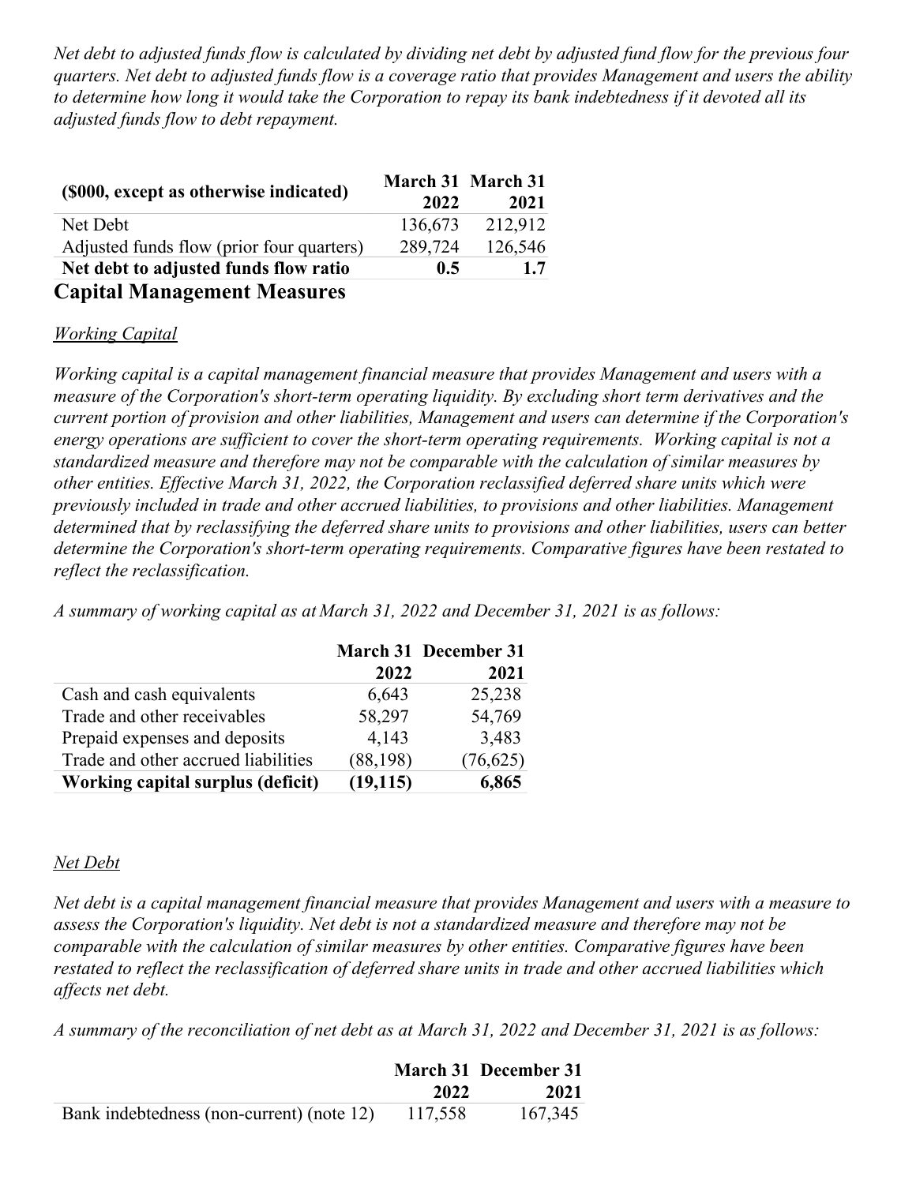*Net debt to adjusted funds flow is calculated by dividing net debt by adjusted fund flow for the previous four quarters. Net debt to adjusted funds flow is a coverage ratio that provides Management and users the ability to determine how long it would take the Corporation to repay its bank indebtedness if it devoted all its adjusted funds flow to debt repayment.*

| **($000, except as otherwise indicated)** | **March 31 2022** | **March 31 2021** |
|---|---|---|
| Net Debt | 136,673 | 212,912 |
| Adjusted funds flow (prior four quarters) | 289,724 | 126,546 |
| **Net debt to adjusted funds flow ratio** | **0.5** | **1.7** |

## Capital Management Measures

*Working Capital*

*Working capital is a capital management financial measure that provides Management and users with a measure of the Corporation's short-term operating liquidity. By excluding short term derivatives and the current portion of provision and other liabilities, Management and users can determine if the Corporation's energy operations are sufficient to cover the short-term operating requirements. Working capital is not a standardized measure and therefore may not be comparable with the calculation of similar measures by other entities. Effective March 31, 2022, the Corporation reclassified deferred share units which were previously included in trade and other accrued liabilities, to provisions and other liabilities. Management determined that by reclassifying the deferred share units to provisions and other liabilities, users can better determine the Corporation's short-term operating requirements. Comparative figures have been restated to reflect the reclassification.*

*A summary of working capital as at March 31, 2022 and December 31, 2021 is as follows:*

| | **March 31 2022** | **December 31 2021** |
|---|---|---|
| Cash and cash equivalents | 6,643 | 25,238 |
| Trade and other receivables | 58,297 | 54,769 |
| Prepaid expenses and deposits | 4,143 | 3,483 |
| Trade and other accrued liabilities | (88,198) | (76,625) |
| **Working capital surplus (deficit)** | **(19,115)** | **6,865** |

*Net Debt*

*Net debt is a capital management financial measure that provides Management and users with a measure to assess the Corporation's liquidity. Net debt is not a standardized measure and therefore may not be comparable with the calculation of similar measures by other entities. Comparative figures have been restated to reflect the reclassification of deferred share units in trade and other accrued liabilities which affects net debt.*

*A summary of the reconciliation of net debt as at March 31, 2022 and December 31, 2021 is as follows:*

| | **March 31 2022** | **December 31 2021** |
|---|---|---|
| Bank indebtedness (non-current) (note 12) | 117,558 | 167,345 |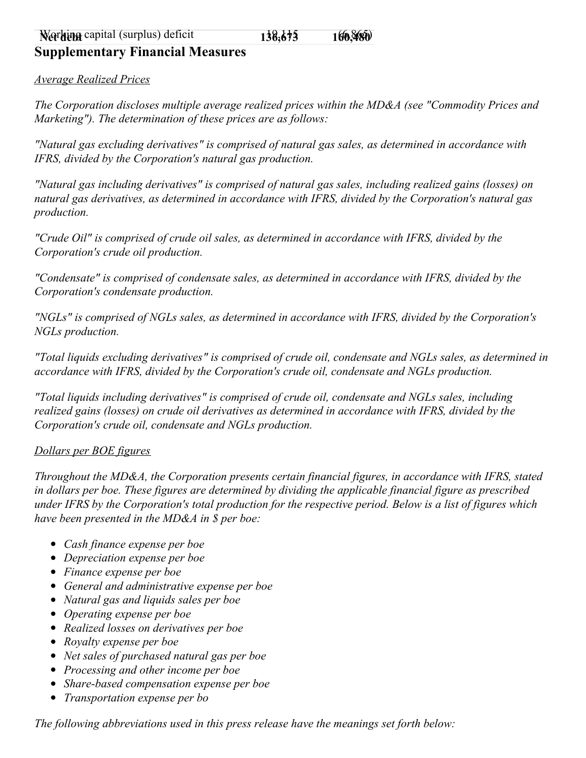| | | |
|---|---|---|
| Working capital (surplus) deficit | 18,145 | (6,865) |
| **Net debt** | **136,673** | **160,480** |

## Supplementary Financial Measures

*Average Realized Prices*

*The Corporation discloses multiple average realized prices within the MD&A (see "Commodity Prices and Marketing"). The determination of these prices are as follows:*

*"Natural gas excluding derivatives" is comprised of natural gas sales, as determined in accordance with IFRS, divided by the Corporation's natural gas production.*

*"Natural gas including derivatives" is comprised of natural gas sales, including realized gains (losses) on natural gas derivatives, as determined in accordance with IFRS, divided by the Corporation's natural gas production.*

*"Crude Oil" is comprised of crude oil sales, as determined in accordance with IFRS, divided by the Corporation's crude oil production.*

*"Condensate" is comprised of condensate sales, as determined in accordance with IFRS, divided by the Corporation's condensate production.*

*"NGLs" is comprised of NGLs sales, as determined in accordance with IFRS, divided by the Corporation's NGLs production.*

*"Total liquids excluding derivatives" is comprised of crude oil, condensate and NGLs sales, as determined in accordance with IFRS, divided by the Corporation's crude oil, condensate and NGLs production.*

*"Total liquids including derivatives" is comprised of crude oil, condensate and NGLs sales, including realized gains (losses) on crude oil derivatives as determined in accordance with IFRS, divided by the Corporation's crude oil, condensate and NGLs production.*

*Dollars per BOE figures*

*Throughout the MD&A, the Corporation presents certain financial figures, in accordance with IFRS, stated in dollars per boe. These figures are determined by dividing the applicable financial figure as prescribed under IFRS by the Corporation's total production for the respective period. Below is a list of figures which have been presented in the MD&A in $ per boe:*

- *Cash finance expense per boe*
- *Depreciation expense per boe*
- *Finance expense per boe*
- *General and administrative expense per boe*
- *Natural gas and liquids sales per boe*
- *Operating expense per boe*
- *Realized losses on derivatives per boe*
- *Royalty expense per boe*
- *Net sales of purchased natural gas per boe*
- *Processing and other income per boe*
- *Share-based compensation expense per boe*
- *Transportation expense per bo*

*The following abbreviations used in this press release have the meanings set forth below:*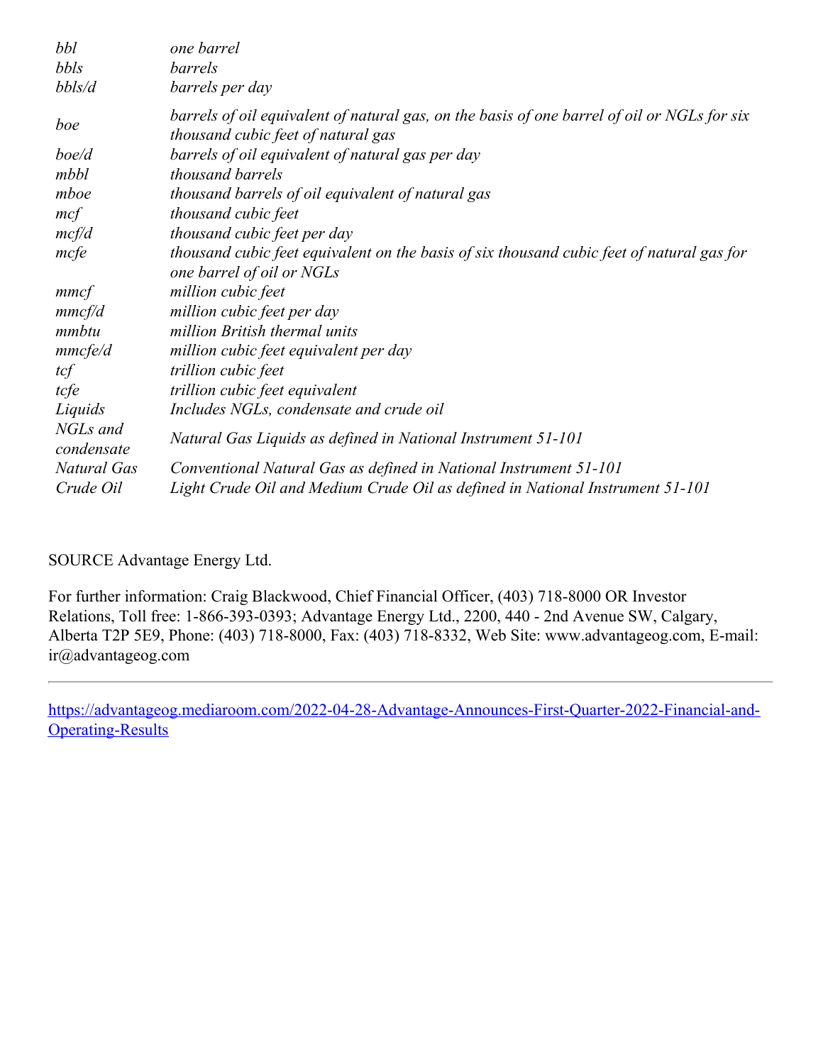| | |
|---|---|
| *bbl* | *one barrel* |
| *bbls* | *barrels* |
| *bbls/d* | *barrels per day* |
| *boe* | *barrels of oil equivalent of natural gas, on the basis of one barrel of oil or NGLs for six thousand cubic feet of natural gas* |
| *boe/d* | *barrels of oil equivalent of natural gas per day* |
| *mbbl* | *thousand barrels* |
| *mboe* | *thousand barrels of oil equivalent of natural gas* |
| *mcf* | *thousand cubic feet* |
| *mcf/d* | *thousand cubic feet per day* |
| *mcfe* | *thousand cubic feet equivalent on the basis of six thousand cubic feet of natural gas for one barrel of oil or NGLs* |
| *mmcf* | *million cubic feet* |
| *mmcf/d* | *million cubic feet per day* |
| *mmbtu* | *million British thermal units* |
| *mmcfe/d* | *million cubic feet equivalent per day* |
| *tcf* | *trillion cubic feet* |
| *tcfe* | *trillion cubic feet equivalent* |
| *Liquids* | *Includes NGLs, condensate and crude oil* |
| *NGLs and condensate* | *Natural Gas Liquids as defined in National Instrument 51-101* |
| *Natural Gas* | *Conventional Natural Gas as defined in National Instrument 51-101* |
| *Crude Oil* | *Light Crude Oil and Medium Crude Oil as defined in National Instrument 51-101* |

SOURCE Advantage Energy Ltd.

For further information: Craig Blackwood, Chief Financial Officer, (403) 718-8000 OR Investor Relations, Toll free: 1-866-393-0393; Advantage Energy Ltd., 2200, 440 - 2nd Avenue SW, Calgary, Alberta T2P 5E9, Phone: (403) 718-8000, Fax: (403) 718-8332, Web Site: www.advantageog.com, E-mail: ir@advantageog.com

---

https://advantageog.mediaroom.com/2022-04-28-Advantage-Announces-First-Quarter-2022-Financial-and-Operating-Results